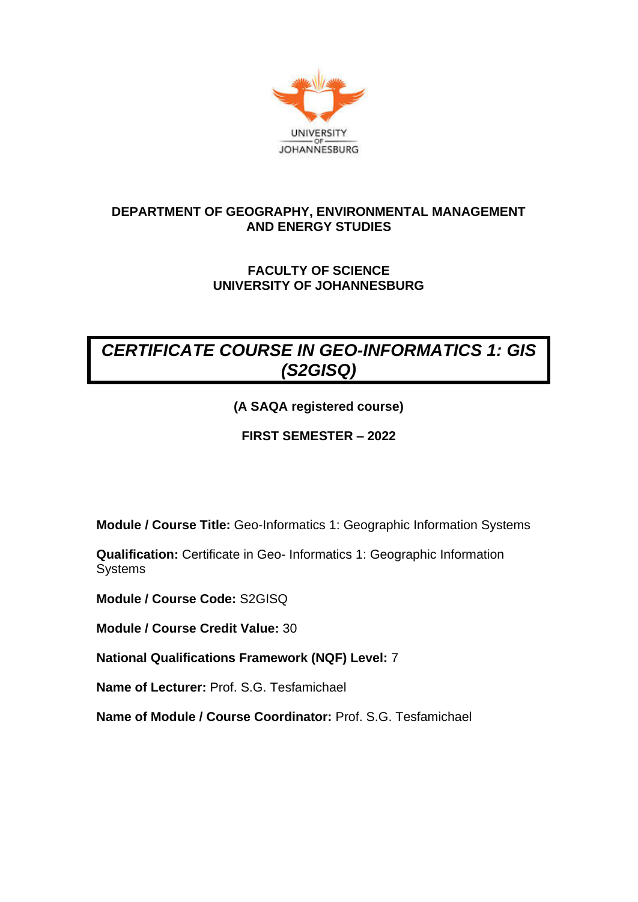UNIVERSITY OF JOHANNESBURG

**DEPARTMENT OF GEOGRAPHY, ENVIRONMENTAL MANAGEMENT AND ENERGY STUDIES**

**FACULTY OF SCIENCE**
**UNIVERSITY OF JOHANNESBURG**

# *CERTIFICATE COURSE IN GEO-INFORMATICS 1: GIS (S2GISQ)*

**(A SAQA registered course)**

**FIRST SEMESTER – 2022**

**Module / Course Title:** Geo-Informatics 1: Geographic Information Systems

**Qualification:** Certificate in Geo- Informatics 1: Geographic Information Systems

**Module / Course Code:** S2GISQ

**Module / Course Credit Value:** 30

**National Qualifications Framework (NQF) Level:** 7

**Name of Lecturer:** Prof. S.G. Tesfamichael

**Name of Module / Course Coordinator:** Prof. S.G. Tesfamichael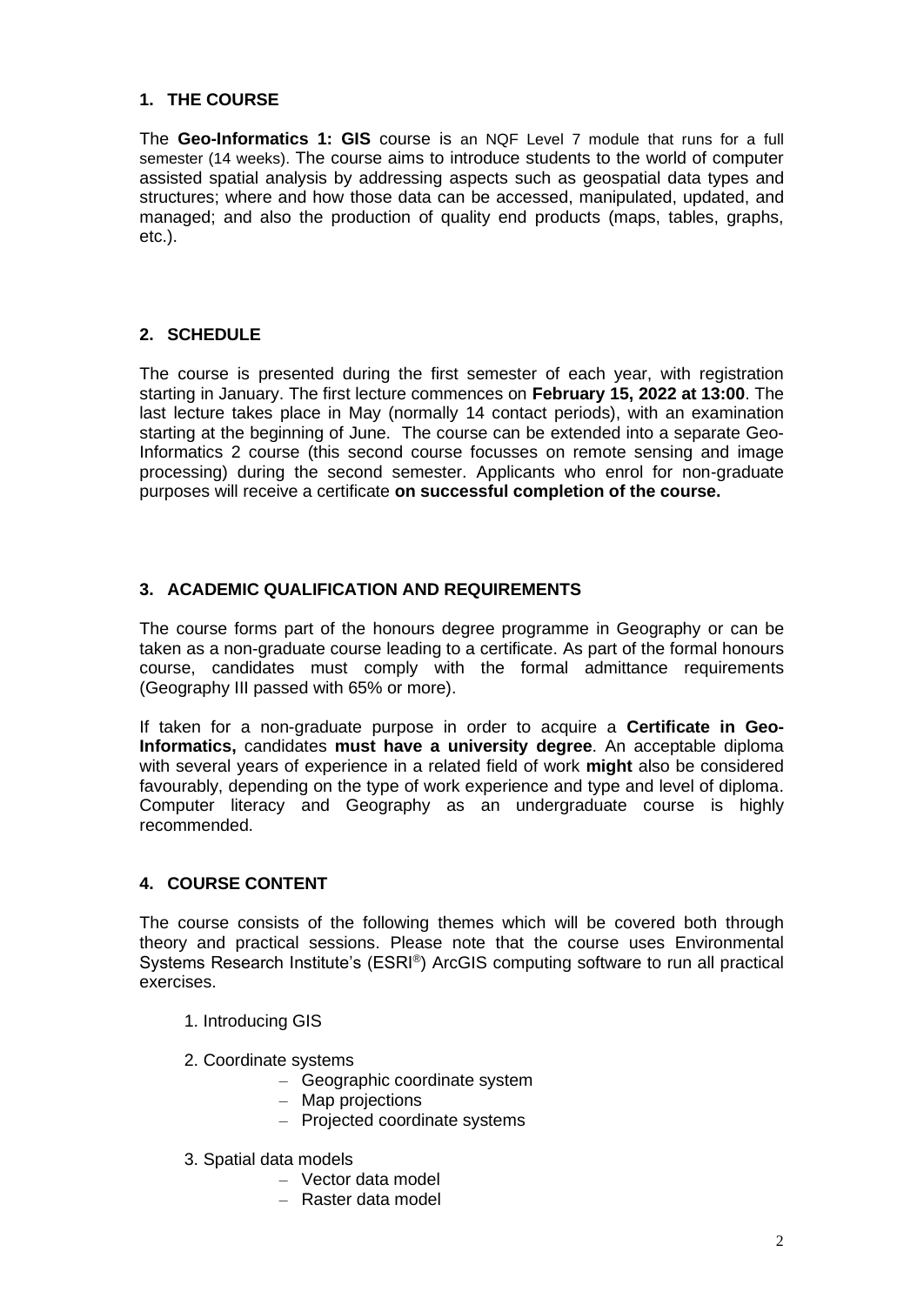## 1. THE COURSE

The **Geo-Informatics 1: GIS** course is an NQF Level 7 module that runs for a full semester (14 weeks). The course aims to introduce students to the world of computer assisted spatial analysis by addressing aspects such as geospatial data types and structures; where and how those data can be accessed, manipulated, updated, and managed; and also the production of quality end products (maps, tables, graphs, etc.).

## 2. SCHEDULE

The course is presented during the first semester of each year, with registration starting in January. The first lecture commences on **February 15, 2022 at 13:00**. The last lecture takes place in May (normally 14 contact periods), with an examination starting at the beginning of June. The course can be extended into a separate Geo-Informatics 2 course (this second course focusses on remote sensing and image processing) during the second semester. Applicants who enrol for non-graduate purposes will receive a certificate **on successful completion of the course.**

## 3. ACADEMIC QUALIFICATION AND REQUIREMENTS

The course forms part of the honours degree programme in Geography or can be taken as a non-graduate course leading to a certificate. As part of the formal honours course, candidates must comply with the formal admittance requirements (Geography III passed with 65% or more).

If taken for a non-graduate purpose in order to acquire a **Certificate in Geo-Informatics,** candidates **must have a university degree**. An acceptable diploma with several years of experience in a related field of work **might** also be considered favourably, depending on the type of work experience and type and level of diploma. Computer literacy and Geography as an undergraduate course is highly recommended.

## 4. COURSE CONTENT

The course consists of the following themes which will be covered both through theory and practical sessions. Please note that the course uses Environmental Systems Research Institute's (ESRI®) ArcGIS computing software to run all practical exercises.

1. Introducing GIS

2. Coordinate systems
   - Geographic coordinate system
   - Map projections
   - Projected coordinate systems

3. Spatial data models
   - Vector data model
   - Raster data model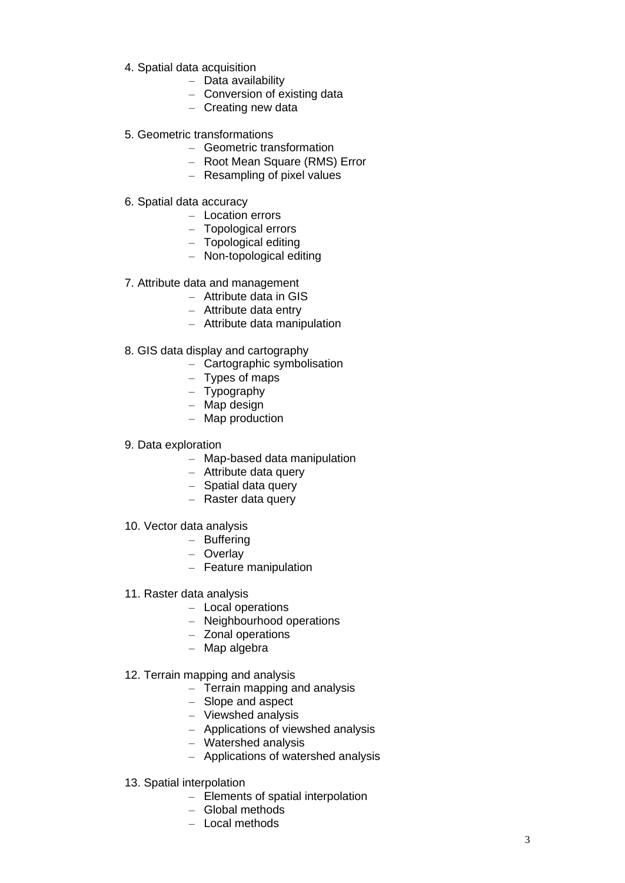4. Spatial data acquisition
   - Data availability
   - Conversion of existing data
   - Creating new data

5. Geometric transformations
   - Geometric transformation
   - Root Mean Square (RMS) Error
   - Resampling of pixel values

6. Spatial data accuracy
   - Location errors
   - Topological errors
   - Topological editing
   - Non-topological editing

7. Attribute data and management
   - Attribute data in GIS
   - Attribute data entry
   - Attribute data manipulation

8. GIS data display and cartography
   - Cartographic symbolisation
   - Types of maps
   - Typography
   - Map design
   - Map production

9. Data exploration
   - Map-based data manipulation
   - Attribute data query
   - Spatial data query
   - Raster data query

10. Vector data analysis
    - Buffering
    - Overlay
    - Feature manipulation

11. Raster data analysis
    - Local operations
    - Neighbourhood operations
    - Zonal operations
    - Map algebra

12. Terrain mapping and analysis
    - Terrain mapping and analysis
    - Slope and aspect
    - Viewshed analysis
    - Applications of viewshed analysis
    - Watershed analysis
    - Applications of watershed analysis

13. Spatial interpolation
    - Elements of spatial interpolation
    - Global methods
    - Local methods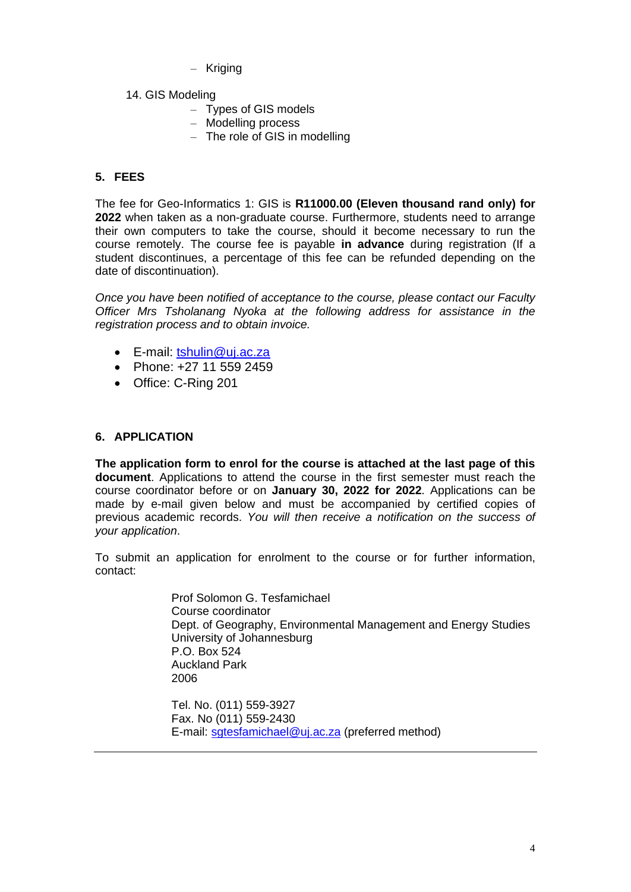- Kriging

14. GIS Modeling
  - Types of GIS models
  - Modelling process
  - The role of GIS in modelling

## 5. FEES

The fee for Geo-Informatics 1: GIS is **R11000.00 (Eleven thousand rand only) for 2022** when taken as a non-graduate course. Furthermore, students need to arrange their own computers to take the course, should it become necessary to run the course remotely. The course fee is payable **in advance** during registration (If a student discontinues, a percentage of this fee can be refunded depending on the date of discontinuation).

*Once you have been notified of acceptance to the course, please contact our Faculty Officer Mrs Tsholanang Nyoka at the following address for assistance in the registration process and to obtain invoice.*

- E-mail: tshulin@uj.ac.za
- Phone: +27 11 559 2459
- Office: C-Ring 201

## 6. APPLICATION

**The application form to enrol for the course is attached at the last page of this document**. Applications to attend the course in the first semester must reach the course coordinator before or on **January 30, 2022 for 2022**. Applications can be made by e-mail given below and must be accompanied by certified copies of previous academic records. *You will then receive a notification on the success of your application*.

To submit an application for enrolment to the course or for further information, contact:

Prof Solomon G. Tesfamichael
Course coordinator
Dept. of Geography, Environmental Management and Energy Studies
University of Johannesburg
P.O. Box 524
Auckland Park
2006

Tel. No. (011) 559-3927
Fax. No (011) 559-2430
E-mail: sgtesfamichael@uj.ac.za (preferred method)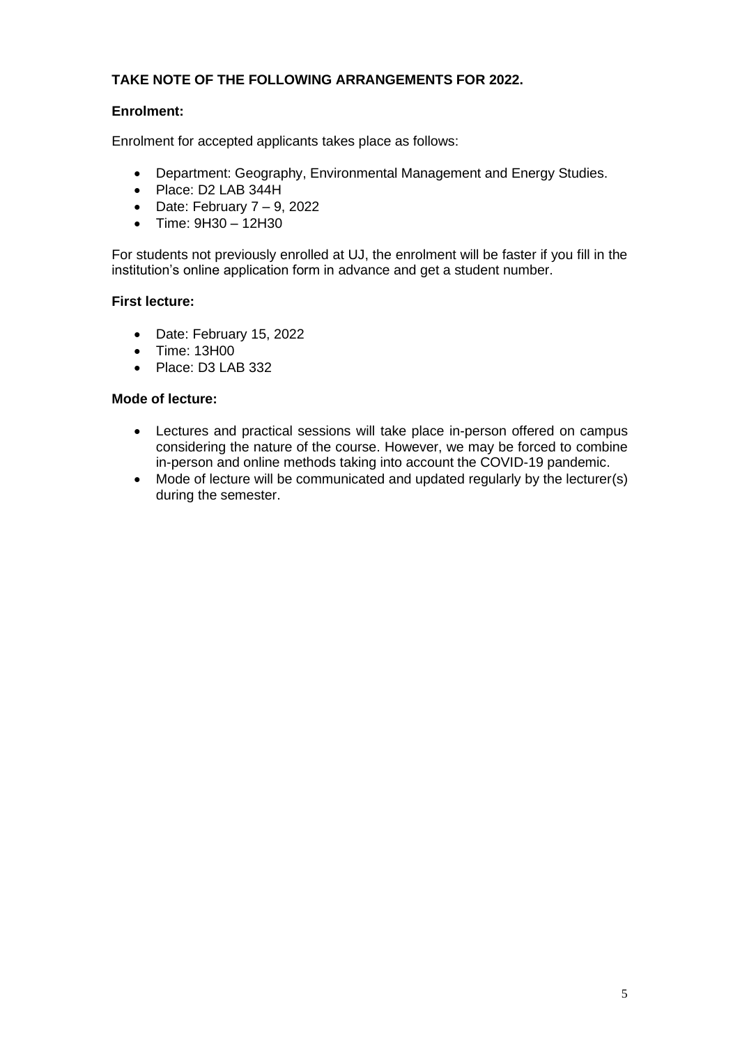**TAKE NOTE OF THE FOLLOWING ARRANGEMENTS FOR 2022.**

**Enrolment:**

Enrolment for accepted applicants takes place as follows:

- Department: Geography, Environmental Management and Energy Studies.
- Place: D2 LAB 344H
- Date: February 7 – 9, 2022
- Time: 9H30 – 12H30

For students not previously enrolled at UJ, the enrolment will be faster if you fill in the institution's online application form in advance and get a student number.

**First lecture:**

- Date: February 15, 2022
- Time: 13H00
- Place: D3 LAB 332

**Mode of lecture:**

- Lectures and practical sessions will take place in-person offered on campus considering the nature of the course. However, we may be forced to combine in-person and online methods taking into account the COVID-19 pandemic.
- Mode of lecture will be communicated and updated regularly by the lecturer(s) during the semester.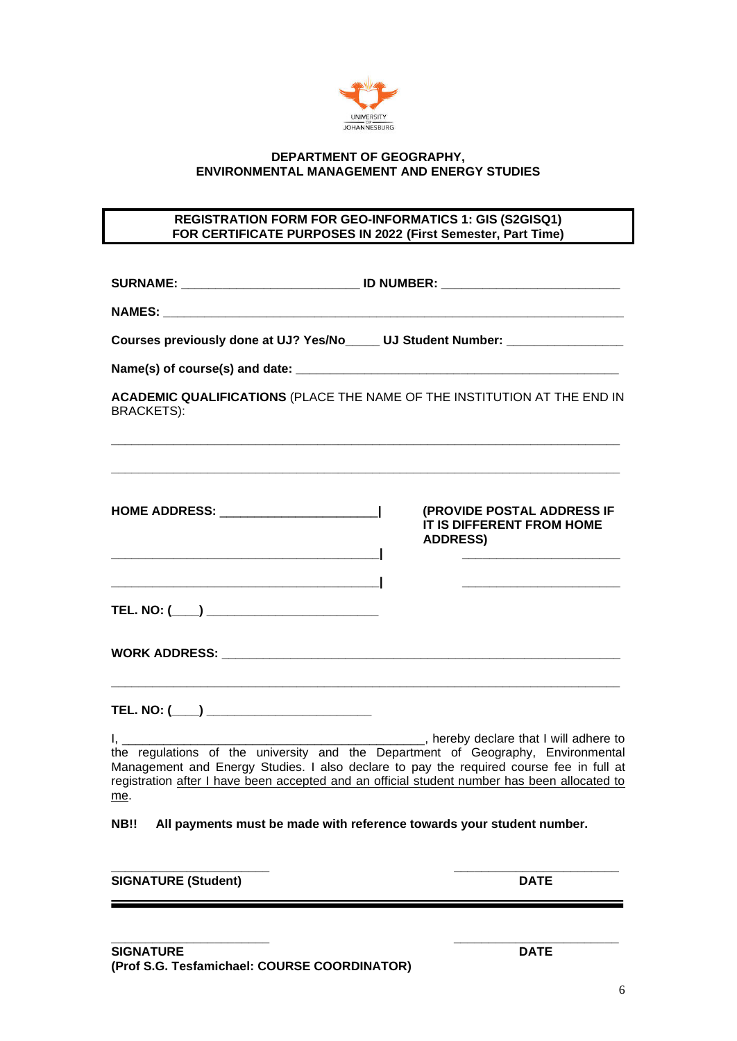UNIVERSITY OF JOHANNESBURG

**DEPARTMENT OF GEOGRAPHY,**
**ENVIRONMENTAL MANAGEMENT AND ENERGY STUDIES**

**REGISTRATION FORM FOR GEO-INFORMATICS 1: GIS (S2GISQ1)**
**FOR CERTIFICATE PURPOSES IN 2022 (First Semester, Part Time)**

**SURNAME:** _________________________ **ID NUMBER:** _________________________

**NAMES:** ___________________________________________________________________

**Courses previously done at UJ? Yes/No**_____ **UJ Student Number:** ________________

**Name(s) of course(s) and date:** ______________________________________________

**ACADEMIC QUALIFICATIONS** (PLACE THE NAME OF THE INSTITUTION AT THE END IN BRACKETS):

_____________________________________________________________________________

_____________________________________________________________________________

**HOME ADDRESS:** ______________________|

______________________________________|

______________________________________|

**(PROVIDE POSTAL ADDRESS IF IT IS DIFFERENT FROM HOME ADDRESS)**

______________________

______________________

**TEL. NO: (____)** ________________________

**WORK ADDRESS:** ______________________________________________________________

_____________________________________________________________________________

**TEL. NO: (____)** _______________________

I, ____________________________________________, hereby declare that I will adhere to the regulations of the university and the Department of Geography, Environmental Management and Energy Studies. I also declare to pay the required course fee in full at registration <u>after I have been accepted and an official student number has been allocated to me</u>.

**NB!! All payments must be made with reference towards your student number.**

______________________ ______________________

**SIGNATURE (Student)** **DATE**

______________________ ______________________

**SIGNATURE**
**(Prof S.G. Tesfamichael: COURSE COORDINATOR)** **DATE**